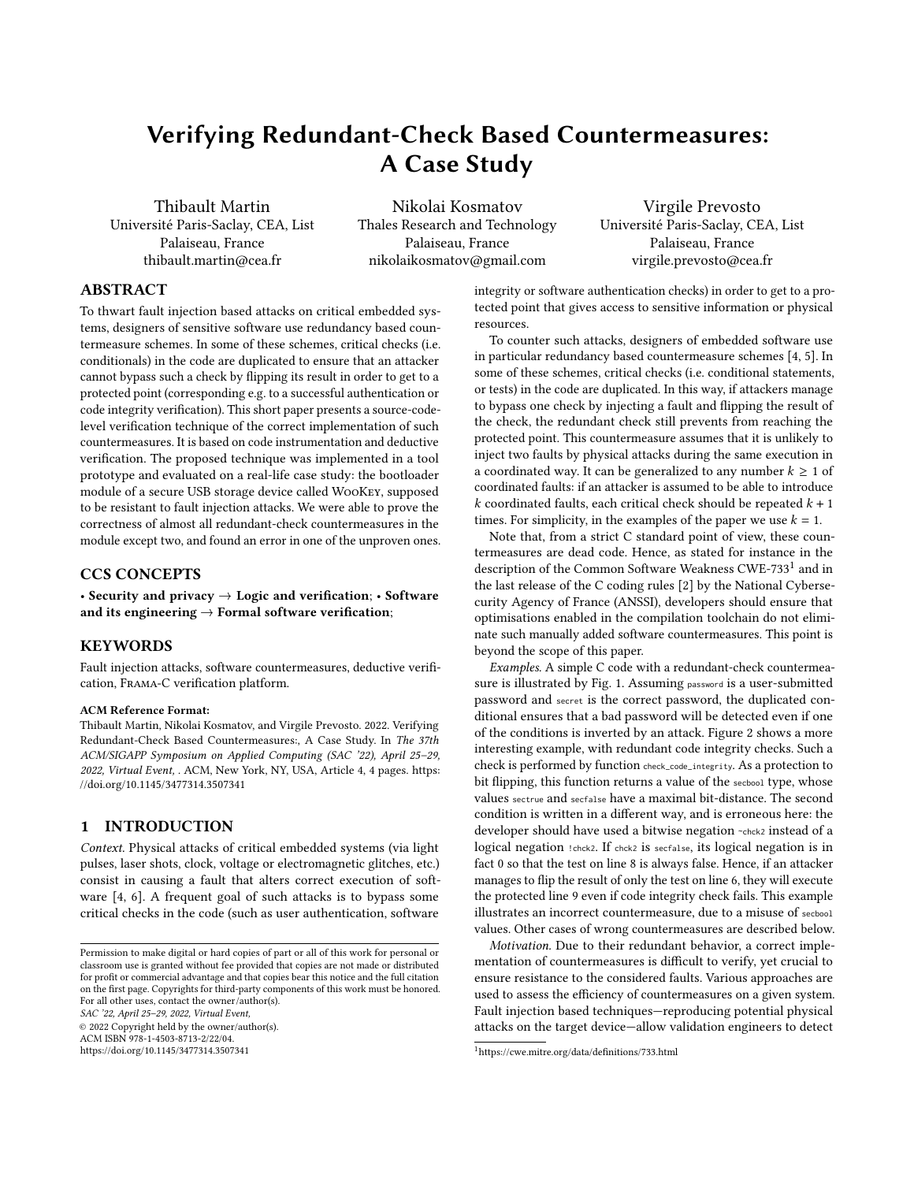# Verifying Redundant-Check Based Countermeasures: A Case Study

Thibault Martin
Université Paris-Saclay, CEA, List
Palaiseau, France
thibault.martin@cea.fr

Nikolai Kosmatov
Thales Research and Technology
Palaiseau, France
nikolaikosmatov@gmail.com

Virgile Prevosto
Université Paris-Saclay, CEA, List
Palaiseau, France
virgile.prevosto@cea.fr

## ABSTRACT

To thwart fault injection based attacks on critical embedded systems, designers of sensitive software use redundancy based countermeasure schemes. In some of these schemes, critical checks (i.e. conditionals) in the code are duplicated to ensure that an attacker cannot bypass such a check by flipping its result in order to get to a protected point (corresponding e.g. to a successful authentication or code integrity verification). This short paper presents a source-code-level verification technique of the correct implementation of such countermeasures. It is based on code instrumentation and deductive verification. The proposed technique was implemented in a tool prototype and evaluated on a real-life case study: the bootloader module of a secure USB storage device called WooKey, supposed to be resistant to fault injection attacks. We were able to prove the correctness of almost all redundant-check countermeasures in the module except two, and found an error in one of the unproven ones.

## CCS CONCEPTS

• **Security and privacy** → **Logic and verification**; • **Software and its engineering** → **Formal software verification**;

## KEYWORDS

Fault injection attacks, software countermeasures, deductive verification, Frama-C verification platform.

**ACM Reference Format:**
Thibault Martin, Nikolai Kosmatov, and Virgile Prevosto. 2022. Verifying Redundant-Check Based Countermeasures:, A Case Study. In *The 37th ACM/SIGAPP Symposium on Applied Computing (SAC '22), April 25–29, 2022, Virtual Event,* . ACM, New York, NY, USA, Article 4, 4 pages. https://doi.org/10.1145/3477314.3507341

## 1 INTRODUCTION

*Context.* Physical attacks of critical embedded systems (via light pulses, laser shots, clock, voltage or electromagnetic glitches, etc.) consist in causing a fault that alters correct execution of software [4, 6]. A frequent goal of such attacks is to bypass some critical checks in the code (such as user authentication, software integrity or software authentication checks) in order to get to a protected point that gives access to sensitive information or physical resources.

To counter such attacks, designers of embedded software use in particular redundancy based countermeasure schemes [4, 5]. In some of these schemes, critical checks (i.e. conditional statements, or tests) in the code are duplicated. In this way, if attackers manage to bypass one check by injecting a fault and flipping the result of the check, the redundant check still prevents from reaching the protected point. This countermeasure assumes that it is unlikely to inject two faults by physical attacks during the same execution in a coordinated way. It can be generalized to any number $k \geq 1$ of coordinated faults: if an attacker is assumed to be able to introduce $k$ coordinated faults, each critical check should be repeated $k + 1$ times. For simplicity, in the examples of the paper we use $k = 1$.

Note that, from a strict C standard point of view, these countermeasures are dead code. Hence, as stated for instance in the description of the Common Software Weakness CWE-733[1] and in the last release of the C coding rules [2] by the National Cybersecurity Agency of France (ANSSI), developers should ensure that optimisations enabled in the compilation toolchain do not eliminate such manually added software countermeasures. This point is beyond the scope of this paper.

*Examples.* A simple C code with a redundant-check countermeasure is illustrated by Fig. 1. Assuming `password` is a user-submitted password and `secret` is the correct password, the duplicated conditional ensures that a bad password will be detected even if one of the conditions is inverted by an attack. Figure 2 shows a more interesting example, with redundant code integrity checks. Such a check is performed by function `check_code_integrity`. As a protection to bit flipping, this function returns a value of the `secbool` type, whose values `sectrue` and `secfalse` have a maximal bit-distance. The second condition is written in a different way, and is erroneous here: the developer should have used a bitwise negation `~chck2` instead of a logical negation `!chck2`. If `chck2` is `secfalse`, its logical negation is in fact 0 so that the test on line 8 is always false. Hence, if an attacker manages to flip the result of only the test on line 6, they will execute the protected line 9 even if code integrity check fails. This example illustrates an incorrect countermeasure, due to a misuse of `secbool` values. Other cases of wrong countermeasures are described below.

*Motivation.* Due to their redundant behavior, a correct implementation of countermeasures is difficult to verify, yet crucial to ensure resistance to the considered faults. Various approaches are used to assess the efficiency of countermeasures on a given system. Fault injection based techniques—reproducing potential physical attacks on the target device—allow validation engineers to detect

Permission to make digital or hard copies of part or all of this work for personal or classroom use is granted without fee provided that copies are not made or distributed for profit or commercial advantage and that copies bear this notice and the full citation on the first page. Copyrights for third-party components of this work must be honored. For all other uses, contact the owner/author(s).
*SAC '22, April 25–29, 2022, Virtual Event,*
© 2022 Copyright held by the owner/author(s).
ACM ISBN 978-1-4503-8713-2/22/04.
https://doi.org/10.1145/3477314.3507341

[1] https://cwe.mitre.org/data/definitions/733.html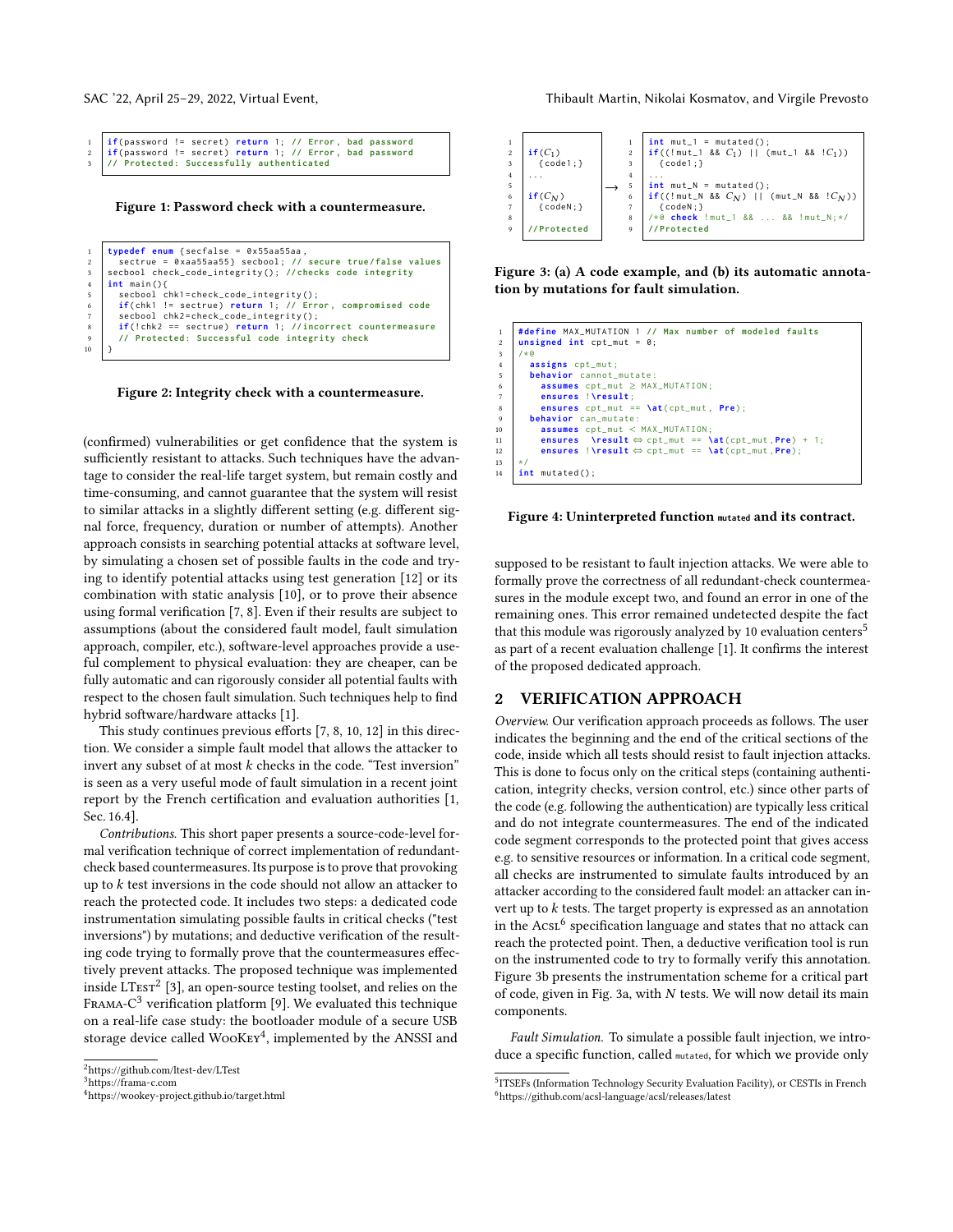```c
if(password != secret) return 1; // Error, bad password
if(password != secret) return 1; // Error, bad password
// Protected: Successfully authenticated
```

**Figure 1: Password check with a countermeasure.**

```c
typedef enum {secfalse = 0x55aa55aa,
  sectrue = 0xaa55aa55} secbool; // secure true/false values
secbool check_code_integrity(); //checks code integrity
int main(){
  secbool chk1=check_code_integrity();
  if(chk1 != sectrue) return 1; // Error, compromised code
  secbool chk2=check_code_integrity();
  if(!chk2 == sectrue) return 1; //incorrect countermeasure
  // Protected: Successful code integrity check
}
```

**Figure 2: Integrity check with a countermeasure.**

(confirmed) vulnerabilities or get confidence that the system is sufficiently resistant to attacks. Such techniques have the advantage to consider the real-life target system, but remain costly and time-consuming, and cannot guarantee that the system will resist to similar attacks in a slightly different setting (e.g. different signal force, frequency, duration or number of attempts). Another approach consists in searching potential attacks at software level, by simulating a chosen set of possible faults in the code and trying to identify potential attacks using test generation [12] or its combination with static analysis [10], or to prove their absence using formal verification [7, 8]. Even if their results are subject to assumptions (about the considered fault model, fault simulation approach, compiler, etc.), software-level approaches provide a useful complement to physical evaluation: they are cheaper, can be fully automatic and can rigorously consider all potential faults with respect to the chosen fault simulation. Such techniques help to find hybrid software/hardware attacks [1].

This study continues previous efforts [7, 8, 10, 12] in this direction. We consider a simple fault model that allows the attacker to invert any subset of at most $k$ checks in the code. "Test inversion" is seen as a very useful mode of fault simulation in a recent joint report by the French certification and evaluation authorities [1, Sec. 16.4].

*Contributions.* This short paper presents a source-code-level formal verification technique of correct implementation of redundant-check based countermeasures. Its purpose is to prove that provoking up to $k$ test inversions in the code should not allow an attacker to reach the protected code. It includes two steps: a dedicated code instrumentation simulating possible faults in critical checks ("test inversions") by mutations; and deductive verification of the resulting code trying to formally prove that the countermeasures effectively prevent attacks. The proposed technique was implemented inside LTest[2] [3], an open-source testing toolset, and relies on the Frama-C[3] verification platform [9]. We evaluated this technique on a real-life case study: the bootloader module of a secure USB storage device called WooKey[4], implemented by the ANSSI and supposed to be resistant to fault injection attacks. We were able to formally prove the correctness of all redundant-check countermeasures in the module except two, and found an error in one of the remaining ones. This error remained undetected despite the fact that this module was rigorously analyzed by 10 evaluation centers[5] as part of a recent evaluation challenge [1]. It confirms the interest of the proposed dedicated approach.

[2] https://github.com/ltest-dev/LTest
[3] https://frama-c.com
[4] https://wookey-project.github.io/target.html

```c
if(C_1)                      int mut_1 = mutated();
  {code1;}                   if((!mut_1 && C_1) || (mut_1 && !C_1))
...                            {code1;}
                             ...
if(C_N)            →         int mut_N = mutated();
  {codeN;}                   if((!mut_N && C_N) || (mut_N && !C_N))
                               {codeN;}
                             /*@ check !mut_1 && ... && !mut_N;*/
//Protected                  //Protected
```

**Figure 3: (a) A code example, and (b) its automatic annotation by mutations for fault simulation.**

```c
#define MAX_MUTATION 1 // Max number of modeled faults
unsigned int cpt_mut = 0;
/*@
  assigns cpt_mut;
  behavior cannot_mutate:
    assumes cpt_mut ≥ MAX_MUTATION;
    ensures !\result;
    ensures cpt_mut == \at(cpt_mut, Pre);
  behavior can_mutate:
    assumes cpt_mut < MAX_MUTATION;
    ensures  \result ⇔ cpt_mut == \at(cpt_mut,Pre) + 1;
    ensures !\result ⇔ cpt_mut == \at(cpt_mut,Pre);
*/
int mutated();
```

**Figure 4: Uninterpreted function `mutated` and its contract.**

## 2 VERIFICATION APPROACH

*Overview.* Our verification approach proceeds as follows. The user indicates the beginning and the end of the critical sections of the code, inside which all tests should resist to fault injection attacks. This is done to focus only on the critical steps (containing authentication, integrity checks, version control, etc.) since other parts of the code (e.g. following the authentication) are typically less critical and do not integrate countermeasures. The end of the indicated code segment corresponds to the protected point that gives access e.g. to sensitive resources or information. In a critical code segment, all checks are instrumented to simulate faults introduced by an attacker according to the considered fault model: an attacker can invert up to $k$ tests. The target property is expressed as an annotation in the Acsl[6] specification language and states that no attack can reach the protected point. Then, a deductive verification tool is run on the instrumented code to try to formally verify this annotation. Figure 3b presents the instrumentation scheme for a critical part of code, given in Fig. 3a, with $N$ tests. We will now detail its main components.

*Fault Simulation.* To simulate a possible fault injection, we introduce a specific function, called `mutated`, for which we provide only

[5] ITSEFs (Information Technology Security Evaluation Facility), or CESTIs in French
[6] https://github.com/acsl-language/acsl/releases/latest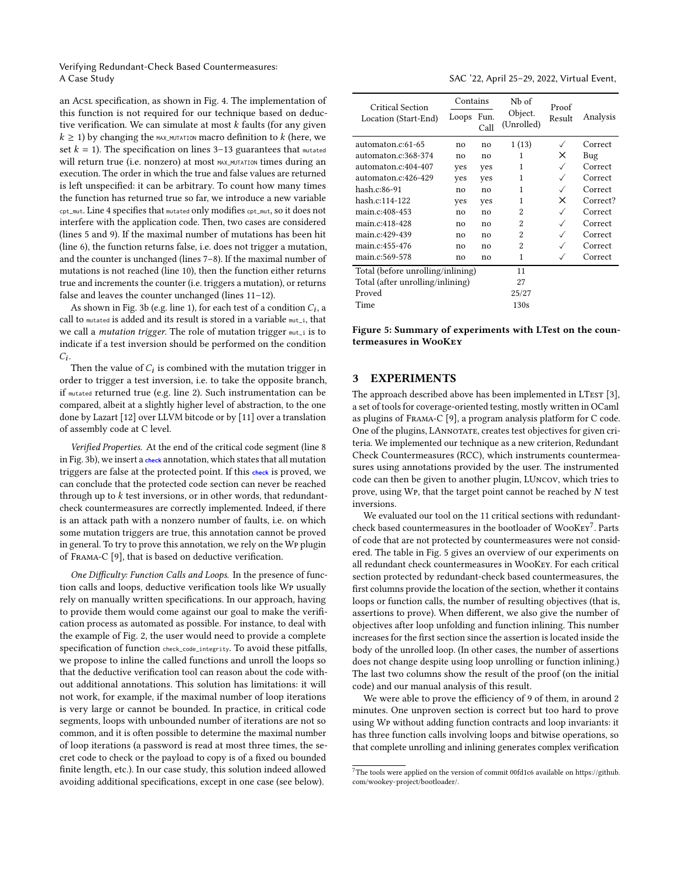an Acsl specification, as shown in Fig. 4. The implementation of this function is not required for our technique based on deductive verification. We can simulate at most $k$ faults (for any given $k \geq 1$) by changing the `MAX_MUTATION` macro definition to $k$ (here, we set $k = 1$). The specification on lines 3–13 guarantees that `mutated` will return true (i.e. nonzero) at most `MAX_MUTATION` times during an execution. The order in which the true and false values are returned is left unspecified: it can be arbitrary. To count how many times the function has returned true so far, we introduce a new variable `cpt_mut`. Line 4 specifies that `mutated` only modifies `cpt_mut`, so it does not interfere with the application code. Then, two cases are considered (lines 5 and 9). If the maximal number of mutations has been hit (line 6), the function returns false, i.e. does not trigger a mutation, and the counter is unchanged (lines 7–8). If the maximal number of mutations is not reached (line 10), then the function either returns true and increments the counter (i.e. triggers a mutation), or returns false and leaves the counter unchanged (lines 11–12).

As shown in Fig. 3b (e.g. line 1), for each test of a condition $C_i$, a call to `mutated` is added and its result is stored in a variable `mut_i`, that we call a *mutation trigger*. The role of mutation trigger `mut_i` is to indicate if a test inversion should be performed on the condition $C_i$.

Then the value of $C_i$ is combined with the mutation trigger in order to trigger a test inversion, i.e. to take the opposite branch, if `mutated` returned true (e.g. line 2). Such instrumentation can be compared, albeit at a slightly higher level of abstraction, to the one done by Lazart [12] over LLVM bitcode or by [11] over a translation of assembly code at C level.

*Verified Properties.* At the end of the critical code segment (line 8 in Fig. 3b), we insert a `check` annotation, which states that all mutation triggers are false at the protected point. If this `check` is proved, we can conclude that the protected code section can never be reached through up to $k$ test inversions, or in other words, that redundant-check countermeasures are correctly implemented. Indeed, if there is an attack path with a nonzero number of faults, i.e. on which some mutation triggers are true, this annotation cannot be proved in general. To try to prove this annotation, we rely on the Wp plugin of Frama-C [9], that is based on deductive verification.

*One Difficulty: Function Calls and Loops.* In the presence of function calls and loops, deductive verification tools like Wp usually rely on manually written specifications. In our approach, having to provide them would come against our goal to make the verification process as automated as possible. For instance, to deal with the example of Fig. 2, the user would need to provide a complete specification of function `check_code_integrity`. To avoid these pitfalls, we propose to inline the called functions and unroll the loops so that the deductive verification tool can reason about the code without additional annotations. This solution has limitations: it will not work, for example, if the maximal number of loop iterations is very large or cannot be bounded. In practice, in critical code segments, loops with unbounded number of iterations are not so common, and it is often possible to determine the maximal number of loop iterations (a password is read at most three times, the secret code to check or the payload to copy is of a fixed ou bounded finite length, etc.). In our case study, this solution indeed allowed avoiding additional specifications, except in one case (see below).

| Critical Section Location (Start-End) | Contains | | Nb of Object. (Unrolled) | Proof Result | Analysis |
|---|---|---|---|---|---|
| | Loops | Fun. Call | | | |
| automaton.c:61-65 | no | no | 1 (13) | ✓ | Correct |
| automaton.c:368-374 | no | no | 1 | × | Bug |
| automaton.c:404-407 | yes | yes | 1 | ✓ | Correct |
| automaton.c:426-429 | yes | yes | 1 | ✓ | Correct |
| hash.c:86-91 | no | no | 1 | ✓ | Correct |
| hash.c:114-122 | yes | yes | 1 | × | Correct? |
| main.c:408-453 | no | no | 2 | ✓ | Correct |
| main.c:418-428 | no | no | 2 | ✓ | Correct |
| main.c:429-439 | no | no | 2 | ✓ | Correct |
| main.c:455-476 | no | no | 2 | ✓ | Correct |
| main.c:569-578 | no | no | 1 | ✓ | Correct |
| Total (before unrolling/inlining) | | | 11 | | |
| Total (after unrolling/inlining) | | | 27 | | |
| Proved | | | 25/27 | | |
| Time | | | 130s | | |

**Figure 5: Summary of experiments with LTest on the countermeasures in WooKey**

## 3 EXPERIMENTS

The approach described above has been implemented in LTest [3], a set of tools for coverage-oriented testing, mostly written in OCaml as plugins of Frama-C [9], a program analysis platform for C code. One of the plugins, LAnnotate, creates test objectives for given criteria. We implemented our technique as a new criterion, Redundant Check Countermeasures (RCC), which instruments countermeasures using annotations provided by the user. The instrumented code can then be given to another plugin, LUncov, which tries to prove, using Wp, that the target point cannot be reached by $N$ test inversions.

We evaluated our tool on the 11 critical sections with redundant-check based countermeasures in the bootloader of WooKey[7]. Parts of code that are not protected by countermeasures were not considered. The table in Fig. 5 gives an overview of our experiments on all redundant check countermeasures in WooKey. For each critical section protected by redundant-check based countermeasures, the first columns provide the location of the section, whether it contains loops or function calls, the number of resulting objectives (that is, assertions to prove). When different, we also give the number of objectives after loop unfolding and function inlining. This number increases for the first section since the assertion is located inside the body of the unrolled loop. (In other cases, the number of assertions does not change despite using loop unrolling or function inlining.) The last two columns show the result of the proof (on the initial code) and our manual analysis of this result.

We were able to prove the efficiency of 9 of them, in around 2 minutes. One unproven section is correct but too hard to prove using Wp without adding function contracts and loop invariants: it has three function calls involving loops and bitwise operations, so that complete unrolling and inlining generates complex verification

[7] The tools were applied on the version of commit 00fd1c6 available on https://github.com/wookey-project/bootloader/.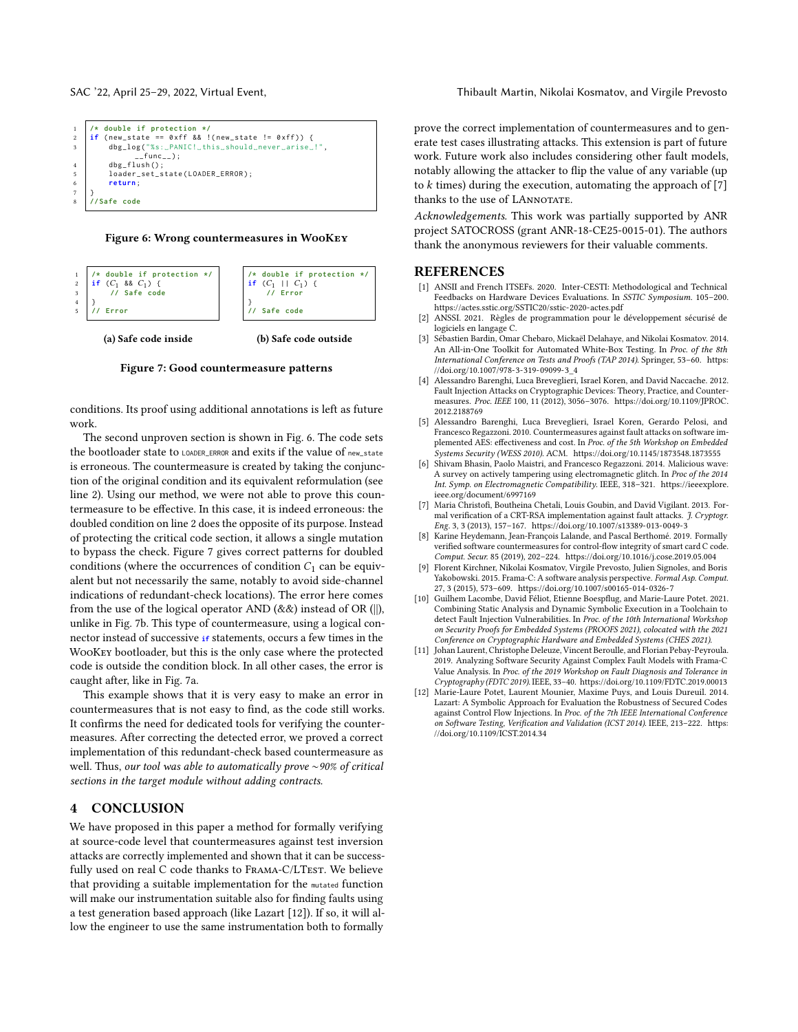```c
/* double if protection */
if (new_state == 0xff && !(new_state != 0xff)) {
    dbg_log("%s: PANIC! this should never arise !",
            __func__);
    dbg_flush();
    loader_set_state(LOADER_ERROR);
    return;
}
//Safe code
```

**Figure 6: Wrong countermeasures in WooKey**

```c
/* double if protection */
if (C1 && C1) {
    // Safe code
}
// Error
```

**(a) Safe code inside**

```c
/* double if protection */
if (C1 || C1) {
    // Error
}
// Safe code
```

**(b) Safe code outside**

**Figure 7: Good countermeasure patterns**

conditions. Its proof using additional annotations is left as future work.

The second unproven section is shown in Fig. 6. The code sets the bootloader state to LOADER_ERROR and exits if the value of new_state is erroneous. The countermeasure is created by taking the conjunction of the original condition and its equivalent reformulation (see line 2). Using our method, we were not able to prove this countermeasure to be effective. In this case, it is indeed erroneous: the doubled condition on line 2 does the opposite of its purpose. Instead of protecting the critical code section, it allows a single mutation to bypass the check. Figure 7 gives correct patterns for doubled conditions (where the occurrences of condition $C_1$ can be equivalent but not necessarily the same, notably to avoid side-channel indications of redundant-check locations). The error here comes from the use of the logical operator AND (&&) instead of OR (||), unlike in Fig. 7b. This type of countermeasure, using a logical connector instead of successive if statements, occurs a few times in the WooKey bootloader, but this is the only case where the protected code is outside the condition block. In all other cases, the error is caught after, like in Fig. 7a.

This example shows that it is very easy to make an error in countermeasures that is not easy to find, as the code still works. It confirms the need for dedicated tools for verifying the countermeasures. After correcting the detected error, we proved a correct implementation of this redundant-check based countermeasure as well. Thus, *our tool was able to automatically prove ∼90% of critical sections in the target module without adding contracts.*

## 4 CONCLUSION

We have proposed in this paper a method for formally verifying at source-code level that countermeasures against test inversion attacks are correctly implemented and shown that it can be successfully used on real C code thanks to Frama-C/LTest. We believe that providing a suitable implementation for the mutated function will make our instrumentation suitable also for finding faults using a test generation based approach (like Lazart [12]). If so, it will allow the engineer to use the same instrumentation both to formally prove the correct implementation of countermeasures and to generate test cases illustrating attacks. This extension is part of future work. Future work also includes considering other fault models, notably allowing the attacker to flip the value of any variable (up to $k$ times) during the execution, automating the approach of [7] thanks to the use of LAnnotate.

*Acknowledgements.* This work was partially supported by ANR project SATOCROSS (grant ANR-18-CE25-0015-01). The authors thank the anonymous reviewers for their valuable comments.

## REFERENCES

[1] ANSII and French ITSEFs. 2020. Inter-CESTI: Methodological and Technical Feedbacks on Hardware Devices Evaluations. In *SSTIC Symposium*. 105–200. https://actes.sstic.org/SSTIC20/sstic-2020-actes.pdf

[2] ANSSI. 2021. Règles de programmation pour le développement sécurisé de logiciels en langage C.

[3] Sébastien Bardin, Omar Chebaro, Mickaël Delahaye, and Nikolai Kosmatov. 2014. An All-in-One Toolkit for Automated White-Box Testing. In *Proc. of the 8th International Conference on Tests and Proofs (TAP 2014)*. Springer, 53–60. https://doi.org/10.1007/978-3-319-09099-3_4

[4] Alessandro Barenghi, Luca Breveglieri, Israel Koren, and David Naccache. 2012. Fault Injection Attacks on Cryptographic Devices: Theory, Practice, and Countermeasures. *Proc. IEEE* 100, 11 (2012), 3056–3076. https://doi.org/10.1109/JPROC.2012.2188769

[5] Alessandro Barenghi, Luca Breveglieri, Israel Koren, Gerardo Pelosi, and Francesco Regazzoni. 2010. Countermeasures against fault attacks on software implemented AES: effectiveness and cost. In *Proc. of the 5th Workshop on Embedded Systems Security (WESS 2010)*. ACM. https://doi.org/10.1145/1873548.1873555

[6] Shivam Bhasin, Paolo Maistri, and Francesco Regazzoni. 2014. Malicious wave: A survey on actively tampering using electromagnetic glitch. In *Proc of the 2014 Int. Symp. on Electromagnetic Compatibility*. IEEE, 318–321. https://ieeexplore.ieee.org/document/6997169

[7] Maria Christofi, Boutheina Chetali, Louis Goubin, and David Vigilant. 2013. Formal verification of a CRT-RSA implementation against fault attacks. *J. Cryptogr. Eng.* 3, 3 (2013), 157–167. https://doi.org/10.1007/s13389-013-0049-3

[8] Karine Heydemann, Jean-François Lalande, and Pascal Berthomé. 2019. Formally verified software countermeasures for control-flow integrity of smart card C code. *Comput. Secur.* 85 (2019), 202–224. https://doi.org/10.1016/j.cose.2019.05.004

[9] Florent Kirchner, Nikolai Kosmatov, Virgile Prevosto, Julien Signoles, and Boris Yakobowski. 2015. Frama-C: A software analysis perspective. *Formal Asp. Comput.* 27, 3 (2015), 573–609. https://doi.org/10.1007/s00165-014-0326-7

[10] Guilhem Lacombe, David Féliot, Etienne Boespflug, and Marie-Laure Potet. 2021. Combining Static Analysis and Dynamic Symbolic Execution in a Toolchain to detect Fault Injection Vulnerabilities. In *Proc. of the 10th International Workshop on Security Proofs for Embedded Systems (PROOFS 2021), colocated with the 2021 Conference on Cryptographic Hardware and Embedded Systems (CHES 2021)*.

[11] Johan Laurent, Christophe Deleuze, Vincent Beroulle, and Florian Pebay-Peyroula. 2019. Analyzing Software Security Against Complex Fault Models with Frama-C Value Analysis. In *Proc. of the 2019 Workshop on Fault Diagnosis and Tolerance in Cryptography (FDTC 2019)*. IEEE, 33–40. https://doi.org/10.1109/FDTC.2019.00013

[12] Marie-Laure Potet, Laurent Mounier, Maxime Puys, and Louis Dureuil. 2014. Lazart: A Symbolic Approach for Evaluation the Robustness of Secured Codes against Control Flow Injections. In *Proc. of the 7th IEEE International Conference on Software Testing, Verification and Validation (ICST 2014)*. IEEE, 213–222. https://doi.org/10.1109/ICST.2014.34